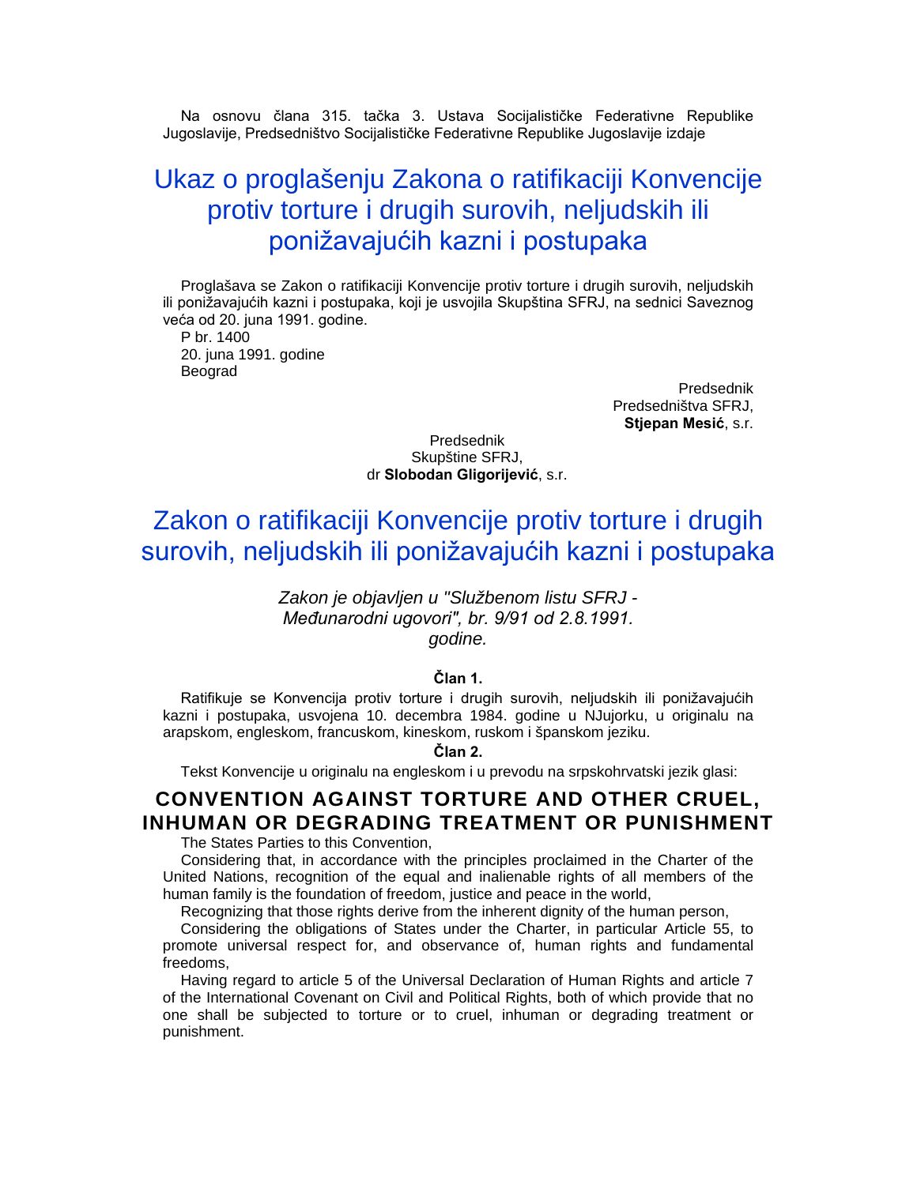Na osnovu člana 315. tačka 3. Ustava Socijalističke Federativne Republike Jugoslavije, Predsedništvo Socijalističke Federativne Republike Jugoslavije izdaje

# Ukaz o proglašenju Zakona o ratifikaciji Konvencije protiv torture i drugih surovih, neljudskih ili ponižavajućih kazni i postupaka

Proglašava se Zakon o ratifikaciji Konvencije protiv torture i drugih surovih, neljudskih ili ponižavajućih kazni i postupaka, koji je usvojila Skupština SFRJ, na sednici Saveznog veća od 20. juna 1991. godine.

P br. 1400
20. juna 1991. godine
Beograd

Predsednik
Predsedništva SFRJ,
**Stjepan Mesić**, s.r.

Predsednik
Skupštine SFRJ,
dr **Slobodan Gligorijević**, s.r.

# Zakon o ratifikaciji Konvencije protiv torture i drugih surovih, neljudskih ili ponižavajućih kazni i postupaka

*Zakon je objavljen u "Službenom listu SFRJ - Međunarodni ugovori", br. 9/91 od 2.8.1991. godine.*

**Član 1.**

Ratifikuje se Konvencija protiv torture i drugih surovih, neljudskih ili ponižavajućih kazni i postupaka, usvojena 10. decembra 1984. godine u NJujorku, u originalu na arapskom, engleskom, francuskom, kineskom, ruskom i španskom jeziku.

**Član 2.**

Tekst Konvencije u originalu na engleskom i u prevodu na srpskohrvatski jezik glasi:

## CONVENTION AGAINST TORTURE AND OTHER CRUEL, INHUMAN OR DEGRADING TREATMENT OR PUNISHMENT

The States Parties to this Convention,

Considering that, in accordance with the principles proclaimed in the Charter of the United Nations, recognition of the equal and inalienable rights of all members of the human family is the foundation of freedom, justice and peace in the world,

Recognizing that those rights derive from the inherent dignity of the human person,

Considering the obligations of States under the Charter, in particular Article 55, to promote universal respect for, and observance of, human rights and fundamental freedoms,

Having regard to article 5 of the Universal Declaration of Human Rights and article 7 of the International Covenant on Civil and Political Rights, both of which provide that no one shall be subjected to torture or to cruel, inhuman or degrading treatment or punishment.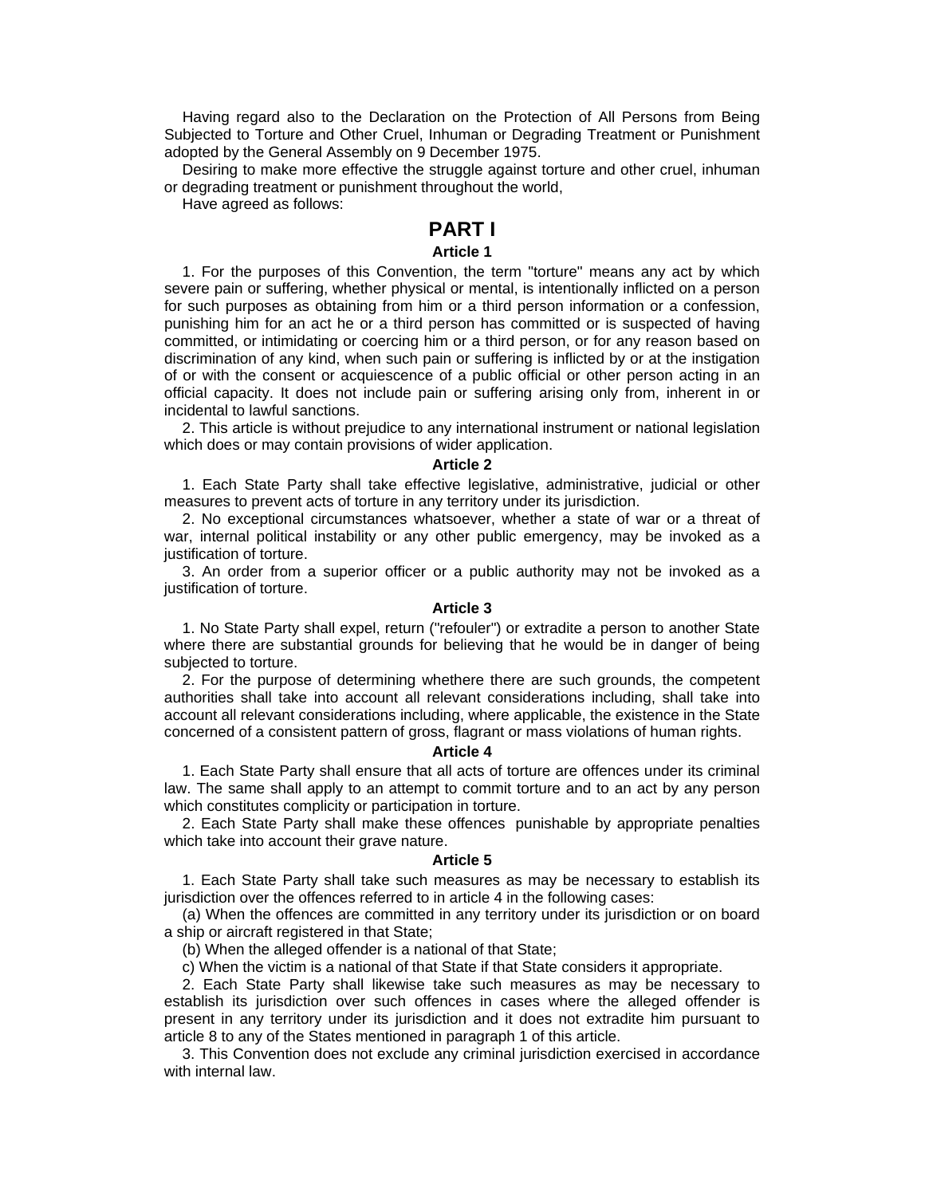Having regard also to the Declaration on the Protection of All Persons from Being Subjected to Torture and Other Cruel, Inhuman or Degrading Treatment or Punishment adopted by the General Assembly on 9 December 1975.

Desiring to make more effective the struggle against torture and other cruel, inhuman or degrading treatment or punishment throughout the world,

Have agreed as follows:

# PART I

### Article 1

1. For the purposes of this Convention, the term "torture" means any act by which severe pain or suffering, whether physical or mental, is intentionally inflicted on a person for such purposes as obtaining from him or a third person information or a confession, punishing him for an act he or a third person has committed or is suspected of having committed, or intimidating or coercing him or a third person, or for any reason based on discrimination of any kind, when such pain or suffering is inflicted by or at the instigation of or with the consent or acquiescence of a public official or other person acting in an official capacity. It does not include pain or suffering arising only from, inherent in or incidental to lawful sanctions.

2. This article is without prejudice to any international instrument or national legislation which does or may contain provisions of wider application.

### Article 2

1. Each State Party shall take effective legislative, administrative, judicial or other measures to prevent acts of torture in any territory under its jurisdiction.

2. No exceptional circumstances whatsoever, whether a state of war or a threat of war, internal political instability or any other public emergency, may be invoked as a justification of torture.

3. An order from a superior officer or a public authority may not be invoked as a justification of torture.

### Article 3

1. No State Party shall expel, return ("refouler") or extradite a person to another State where there are substantial grounds for believing that he would be in danger of being subjected to torture.

2. For the purpose of determining whethere there are such grounds, the competent authorities shall take into account all relevant considerations including, shall take into account all relevant considerations including, where applicable, the existence in the State concerned of a consistent pattern of gross, flagrant or mass violations of human rights.

### Article 4

1. Each State Party shall ensure that all acts of torture are offences under its criminal law. The same shall apply to an attempt to commit torture and to an act by any person which constitutes complicity or participation in torture.

2. Each State Party shall make these offences punishable by appropriate penalties which take into account their grave nature.

### Article 5

1. Each State Party shall take such measures as may be necessary to establish its jurisdiction over the offences referred to in article 4 in the following cases:

(a) When the offences are committed in any territory under its jurisdiction or on board a ship or aircraft registered in that State;

(b) When the alleged offender is a national of that State;

c) When the victim is a national of that State if that State considers it appropriate.

2. Each State Party shall likewise take such measures as may be necessary to establish its jurisdiction over such offences in cases where the alleged offender is present in any territory under its jurisdiction and it does not extradite him pursuant to article 8 to any of the States mentioned in paragraph 1 of this article.

3. This Convention does not exclude any criminal jurisdiction exercised in accordance with internal law.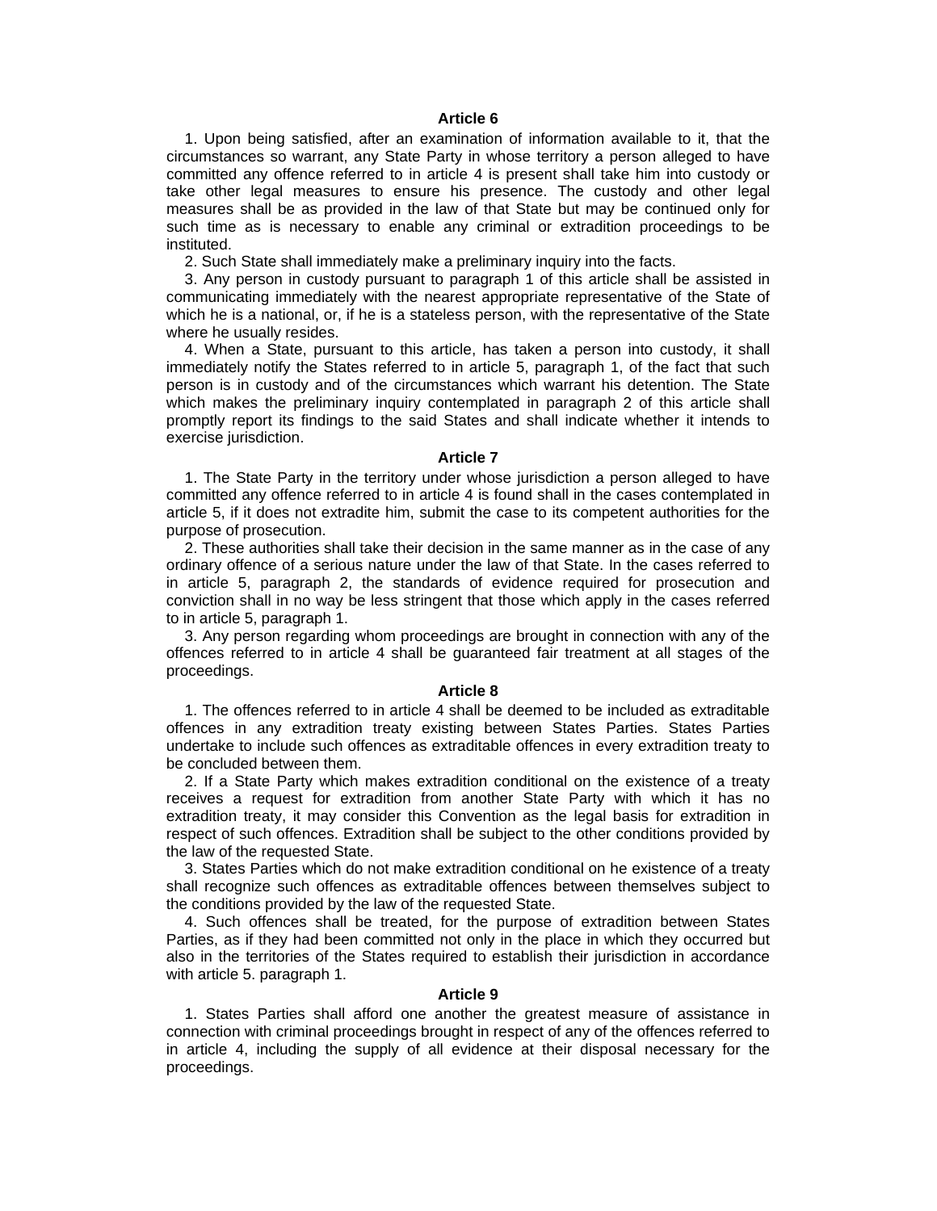**Article 6**

1. Upon being satisfied, after an examination of information available to it, that the circumstances so warrant, any State Party in whose territory a person alleged to have committed any offence referred to in article 4 is present shall take him into custody or take other legal measures to ensure his presence. The custody and other legal measures shall be as provided in the law of that State but may be continued only for such time as is necessary to enable any criminal or extradition proceedings to be instituted.

2. Such State shall immediately make a preliminary inquiry into the facts.

3. Any person in custody pursuant to paragraph 1 of this article shall be assisted in communicating immediately with the nearest appropriate representative of the State of which he is a national, or, if he is a stateless person, with the representative of the State where he usually resides.

4. When a State, pursuant to this article, has taken a person into custody, it shall immediately notify the States referred to in article 5, paragraph 1, of the fact that such person is in custody and of the circumstances which warrant his detention. The State which makes the preliminary inquiry contemplated in paragraph 2 of this article shall promptly report its findings to the said States and shall indicate whether it intends to exercise jurisdiction.

**Article 7**

1. The State Party in the territory under whose jurisdiction a person alleged to have committed any offence referred to in article 4 is found shall in the cases contemplated in article 5, if it does not extradite him, submit the case to its competent authorities for the purpose of prosecution.

2. These authorities shall take their decision in the same manner as in the case of any ordinary offence of a serious nature under the law of that State. In the cases referred to in article 5, paragraph 2, the standards of evidence required for prosecution and conviction shall in no way be less stringent that those which apply in the cases referred to in article 5, paragraph 1.

3. Any person regarding whom proceedings are brought in connection with any of the offences referred to in article 4 shall be guaranteed fair treatment at all stages of the proceedings.

**Article 8**

1. The offences referred to in article 4 shall be deemed to be included as extraditable offences in any extradition treaty existing between States Parties. States Parties undertake to include such offences as extraditable offences in every extradition treaty to be concluded between them.

2. If a State Party which makes extradition conditional on the existence of a treaty receives a request for extradition from another State Party with which it has no extradition treaty, it may consider this Convention as the legal basis for extradition in respect of such offences. Extradition shall be subject to the other conditions provided by the law of the requested State.

3. States Parties which do not make extradition conditional on he existence of a treaty shall recognize such offences as extraditable offences between themselves subject to the conditions provided by the law of the requested State.

4. Such offences shall be treated, for the purpose of extradition between States Parties, as if they had been committed not only in the place in which they occurred but also in the territories of the States required to establish their jurisdiction in accordance with article 5. paragraph 1.

**Article 9**

1. States Parties shall afford one another the greatest measure of assistance in connection with criminal proceedings brought in respect of any of the offences referred to in article 4, including the supply of all evidence at their disposal necessary for the proceedings.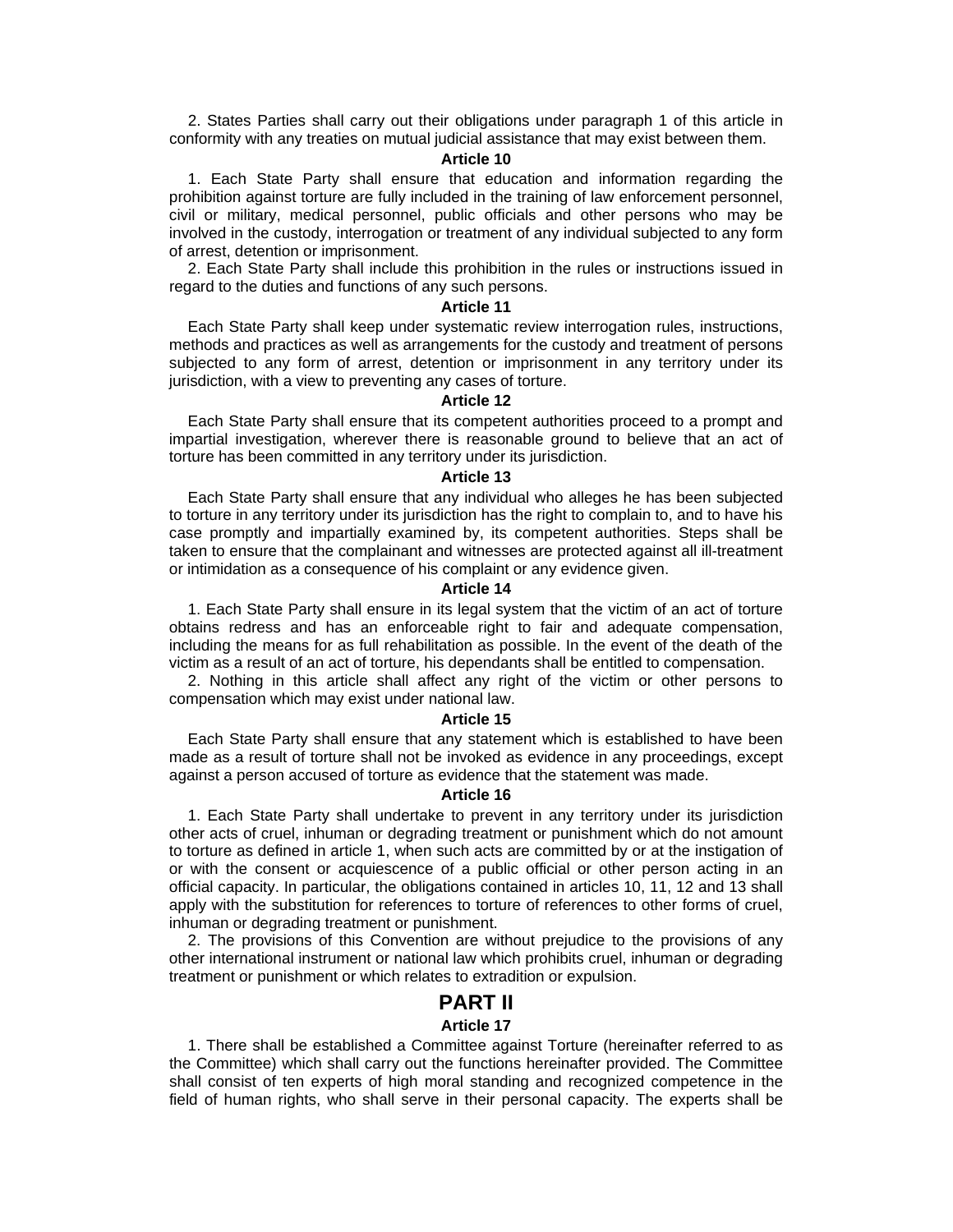2. States Parties shall carry out their obligations under paragraph 1 of this article in conformity with any treaties on mutual judicial assistance that may exist between them.

### Article 10

1. Each State Party shall ensure that education and information regarding the prohibition against torture are fully included in the training of law enforcement personnel, civil or military, medical personnel, public officials and other persons who may be involved in the custody, interrogation or treatment of any individual subjected to any form of arrest, detention or imprisonment.

2. Each State Party shall include this prohibition in the rules or instructions issued in regard to the duties and functions of any such persons.

### Article 11

Each State Party shall keep under systematic review interrogation rules, instructions, methods and practices as well as arrangements for the custody and treatment of persons subjected to any form of arrest, detention or imprisonment in any territory under its jurisdiction, with a view to preventing any cases of torture.

### Article 12

Each State Party shall ensure that its competent authorities proceed to a prompt and impartial investigation, wherever there is reasonable ground to believe that an act of torture has been committed in any territory under its jurisdiction.

### Article 13

Each State Party shall ensure that any individual who alleges he has been subjected to torture in any territory under its jurisdiction has the right to complain to, and to have his case promptly and impartially examined by, its competent authorities. Steps shall be taken to ensure that the complainant and witnesses are protected against all ill-treatment or intimidation as a consequence of his complaint or any evidence given.

### Article 14

1. Each State Party shall ensure in its legal system that the victim of an act of torture obtains redress and has an enforceable right to fair and adequate compensation, including the means for as full rehabilitation as possible. In the event of the death of the victim as a result of an act of torture, his dependants shall be entitled to compensation.

2. Nothing in this article shall affect any right of the victim or other persons to compensation which may exist under national law.

### Article 15

Each State Party shall ensure that any statement which is established to have been made as a result of torture shall not be invoked as evidence in any proceedings, except against a person accused of torture as evidence that the statement was made.

### Article 16

1. Each State Party shall undertake to prevent in any territory under its jurisdiction other acts of cruel, inhuman or degrading treatment or punishment which do not amount to torture as defined in article 1, when such acts are committed by or at the instigation of or with the consent or acquiescence of a public official or other person acting in an official capacity. In particular, the obligations contained in articles 10, 11, 12 and 13 shall apply with the substitution for references to torture of references to other forms of cruel, inhuman or degrading treatment or punishment.

2. The provisions of this Convention are without prejudice to the provisions of any other international instrument or national law which prohibits cruel, inhuman or degrading treatment or punishment or which relates to extradition or expulsion.

## PART II

### Article 17

1. There shall be established a Committee against Torture (hereinafter referred to as the Committee) which shall carry out the functions hereinafter provided. The Committee shall consist of ten experts of high moral standing and recognized competence in the field of human rights, who shall serve in their personal capacity. The experts shall be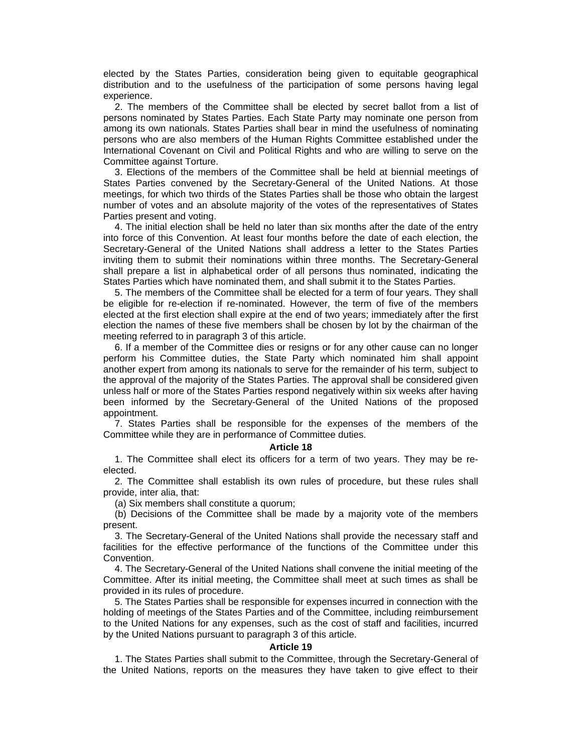elected by the States Parties, consideration being given to equitable geographical distribution and to the usefulness of the participation of some persons having legal experience.

2. The members of the Committee shall be elected by secret ballot from a list of persons nominated by States Parties. Each State Party may nominate one person from among its own nationals. States Parties shall bear in mind the usefulness of nominating persons who are also members of the Human Rights Committee established under the International Covenant on Civil and Political Rights and who are willing to serve on the Committee against Torture.

3. Elections of the members of the Committee shall be held at biennial meetings of States Parties convened by the Secretary-General of the United Nations. At those meetings, for which two thirds of the States Parties shall be those who obtain the largest number of votes and an absolute majority of the votes of the representatives of States Parties present and voting.

4. The initial election shall be held no later than six months after the date of the entry into force of this Convention. At least four months before the date of each election, the Secretary-General of the United Nations shall address a letter to the States Parties inviting them to submit their nominations within three months. The Secretary-General shall prepare a list in alphabetical order of all persons thus nominated, indicating the States Parties which have nominated them, and shall submit it to the States Parties.

5. The members of the Committee shall be elected for a term of four years. They shall be eligible for re-election if re-nominated. However, the term of five of the members elected at the first election shall expire at the end of two years; immediately after the first election the names of these five members shall be chosen by lot by the chairman of the meeting referred to in paragraph 3 of this article.

6. If a member of the Committee dies or resigns or for any other cause can no longer perform his Committee duties, the State Party which nominated him shall appoint another expert from among its nationals to serve for the remainder of his term, subject to the approval of the majority of the States Parties. The approval shall be considered given unless half or more of the States Parties respond negatively within six weeks after having been informed by the Secretary-General of the United Nations of the proposed appointment.

7. States Parties shall be responsible for the expenses of the members of the Committee while they are in performance of Committee duties.

**Article 18**

1. The Committee shall elect its officers for a term of two years. They may be re-elected.

2. The Committee shall establish its own rules of procedure, but these rules shall provide, inter alia, that:

(a) Six members shall constitute a quorum;

(b) Decisions of the Committee shall be made by a majority vote of the members present.

3. The Secretary-General of the United Nations shall provide the necessary staff and facilities for the effective performance of the functions of the Committee under this Convention.

4. The Secretary-General of the United Nations shall convene the initial meeting of the Committee. After its initial meeting, the Committee shall meet at such times as shall be provided in its rules of procedure.

5. The States Parties shall be responsible for expenses incurred in connection with the holding of meetings of the States Parties and of the Committee, including reimbursement to the United Nations for any expenses, such as the cost of staff and facilities, incurred by the United Nations pursuant to paragraph 3 of this article.

**Article 19**

1. The States Parties shall submit to the Committee, through the Secretary-General of the United Nations, reports on the measures they have taken to give effect to their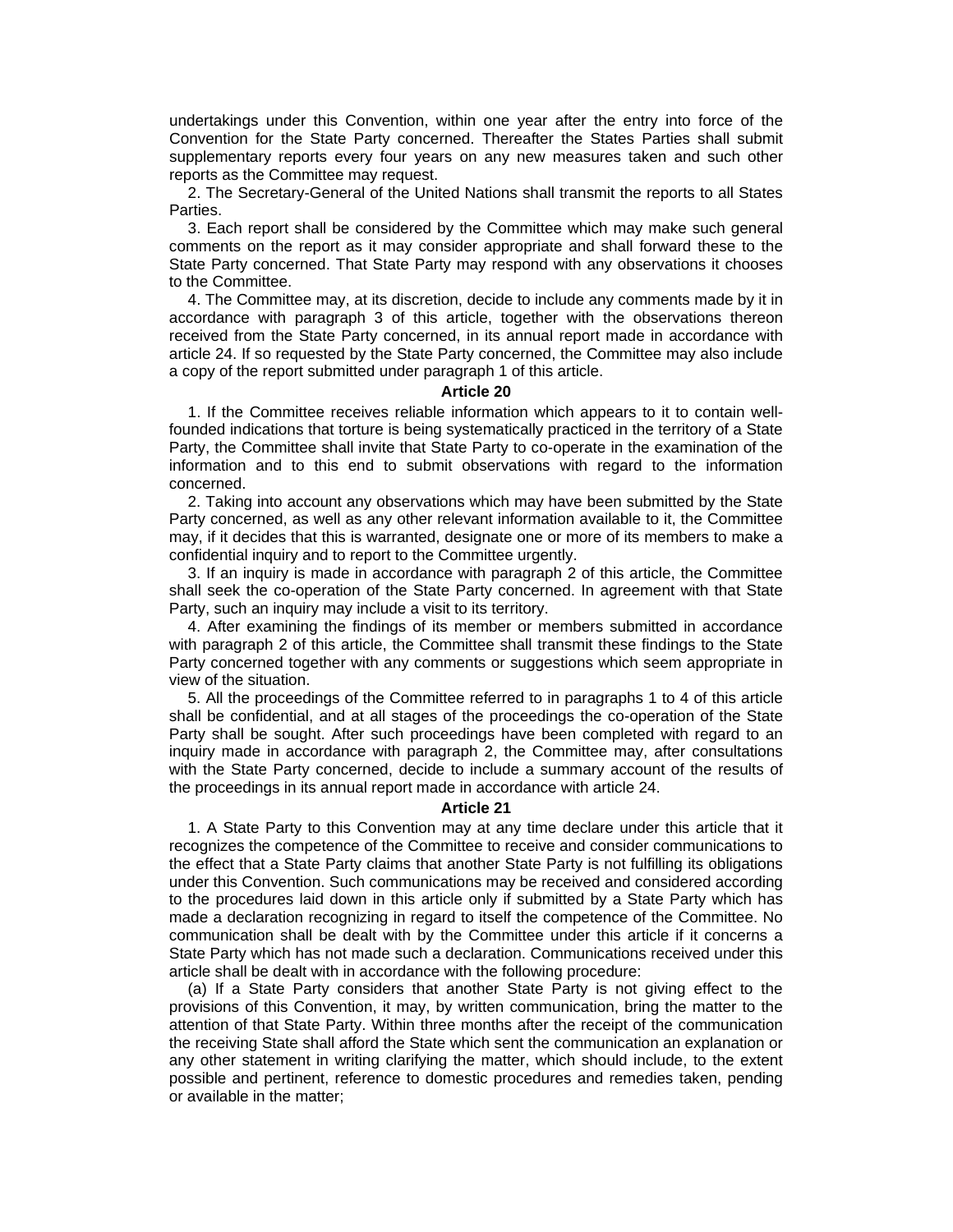undertakings under this Convention, within one year after the entry into force of the Convention for the State Party concerned. Thereafter the States Parties shall submit supplementary reports every four years on any new measures taken and such other reports as the Committee may request.

2. The Secretary-General of the United Nations shall transmit the reports to all States Parties.

3. Each report shall be considered by the Committee which may make such general comments on the report as it may consider appropriate and shall forward these to the State Party concerned. That State Party may respond with any observations it chooses to the Committee.

4. The Committee may, at its discretion, decide to include any comments made by it in accordance with paragraph 3 of this article, together with the observations thereon received from the State Party concerned, in its annual report made in accordance with article 24. If so requested by the State Party concerned, the Committee may also include a copy of the report submitted under paragraph 1 of this article.

**Article 20**

1. If the Committee receives reliable information which appears to it to contain well-founded indications that torture is being systematically practiced in the territory of a State Party, the Committee shall invite that State Party to co-operate in the examination of the information and to this end to submit observations with regard to the information concerned.

2. Taking into account any observations which may have been submitted by the State Party concerned, as well as any other relevant information available to it, the Committee may, if it decides that this is warranted, designate one or more of its members to make a confidential inquiry and to report to the Committee urgently.

3. If an inquiry is made in accordance with paragraph 2 of this article, the Committee shall seek the co-operation of the State Party concerned. In agreement with that State Party, such an inquiry may include a visit to its territory.

4. After examining the findings of its member or members submitted in accordance with paragraph 2 of this article, the Committee shall transmit these findings to the State Party concerned together with any comments or suggestions which seem appropriate in view of the situation.

5. All the proceedings of the Committee referred to in paragraphs 1 to 4 of this article shall be confidential, and at all stages of the proceedings the co-operation of the State Party shall be sought. After such proceedings have been completed with regard to an inquiry made in accordance with paragraph 2, the Committee may, after consultations with the State Party concerned, decide to include a summary account of the results of the proceedings in its annual report made in accordance with article 24.

**Article 21**

1. A State Party to this Convention may at any time declare under this article that it recognizes the competence of the Committee to receive and consider communications to the effect that a State Party claims that another State Party is not fulfilling its obligations under this Convention. Such communications may be received and considered according to the procedures laid down in this article only if submitted by a State Party which has made a declaration recognizing in regard to itself the competence of the Committee. No communication shall be dealt with by the Committee under this article if it concerns a State Party which has not made such a declaration. Communications received under this article shall be dealt with in accordance with the following procedure:

(a) If a State Party considers that another State Party is not giving effect to the provisions of this Convention, it may, by written communication, bring the matter to the attention of that State Party. Within three months after the receipt of the communication the receiving State shall afford the State which sent the communication an explanation or any other statement in writing clarifying the matter, which should include, to the extent possible and pertinent, reference to domestic procedures and remedies taken, pending or available in the matter;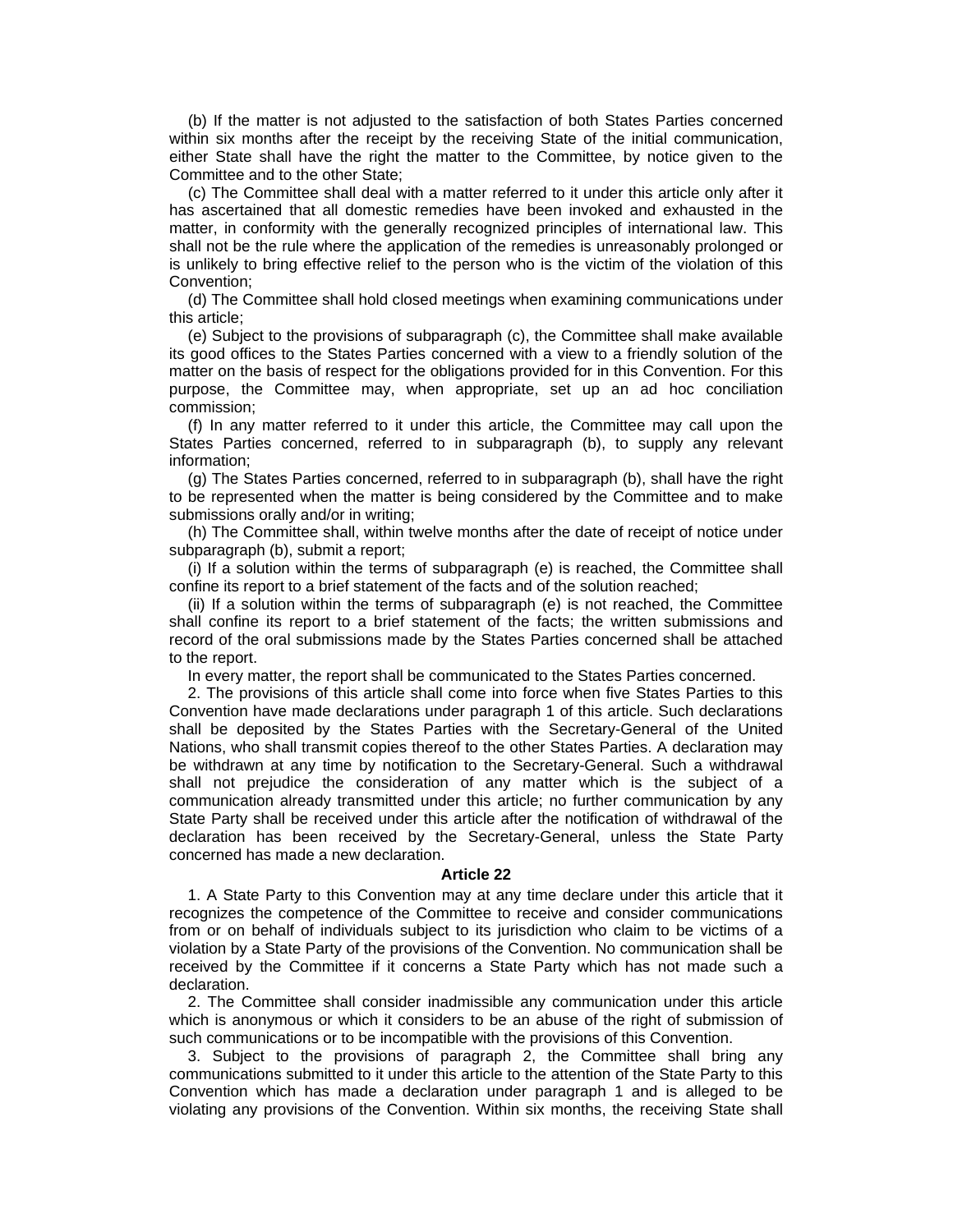(b) If the matter is not adjusted to the satisfaction of both States Parties concerned within six months after the receipt by the receiving State of the initial communication, either State shall have the right the matter to the Committee, by notice given to the Committee and to the other State;

(c) The Committee shall deal with a matter referred to it under this article only after it has ascertained that all domestic remedies have been invoked and exhausted in the matter, in conformity with the generally recognized principles of international law. This shall not be the rule where the application of the remedies is unreasonably prolonged or is unlikely to bring effective relief to the person who is the victim of the violation of this Convention;

(d) The Committee shall hold closed meetings when examining communications under this article;

(e) Subject to the provisions of subparagraph (c), the Committee shall make available its good offices to the States Parties concerned with a view to a friendly solution of the matter on the basis of respect for the obligations provided for in this Convention. For this purpose, the Committee may, when appropriate, set up an ad hoc conciliation commission;

(f) In any matter referred to it under this article, the Committee may call upon the States Parties concerned, referred to in subparagraph (b), to supply any relevant information;

(g) The States Parties concerned, referred to in subparagraph (b), shall have the right to be represented when the matter is being considered by the Committee and to make submissions orally and/or in writing;

(h) The Committee shall, within twelve months after the date of receipt of notice under subparagraph (b), submit a report;

(i) If a solution within the terms of subparagraph (e) is reached, the Committee shall confine its report to a brief statement of the facts and of the solution reached;

(ii) If a solution within the terms of subparagraph (e) is not reached, the Committee shall confine its report to a brief statement of the facts; the written submissions and record of the oral submissions made by the States Parties concerned shall be attached to the report.

In every matter, the report shall be communicated to the States Parties concerned.

2. The provisions of this article shall come into force when five States Parties to this Convention have made declarations under paragraph 1 of this article. Such declarations shall be deposited by the States Parties with the Secretary-General of the United Nations, who shall transmit copies thereof to the other States Parties. A declaration may be withdrawn at any time by notification to the Secretary-General. Such a withdrawal shall not prejudice the consideration of any matter which is the subject of a communication already transmitted under this article; no further communication by any State Party shall be received under this article after the notification of withdrawal of the declaration has been received by the Secretary-General, unless the State Party concerned has made a new declaration.

**Article 22**

1. A State Party to this Convention may at any time declare under this article that it recognizes the competence of the Committee to receive and consider communications from or on behalf of individuals subject to its jurisdiction who claim to be victims of a violation by a State Party of the provisions of the Convention. No communication shall be received by the Committee if it concerns a State Party which has not made such a declaration.

2. The Committee shall consider inadmissible any communication under this article which is anonymous or which it considers to be an abuse of the right of submission of such communications or to be incompatible with the provisions of this Convention.

3. Subject to the provisions of paragraph 2, the Committee shall bring any communications submitted to it under this article to the attention of the State Party to this Convention which has made a declaration under paragraph 1 and is alleged to be violating any provisions of the Convention. Within six months, the receiving State shall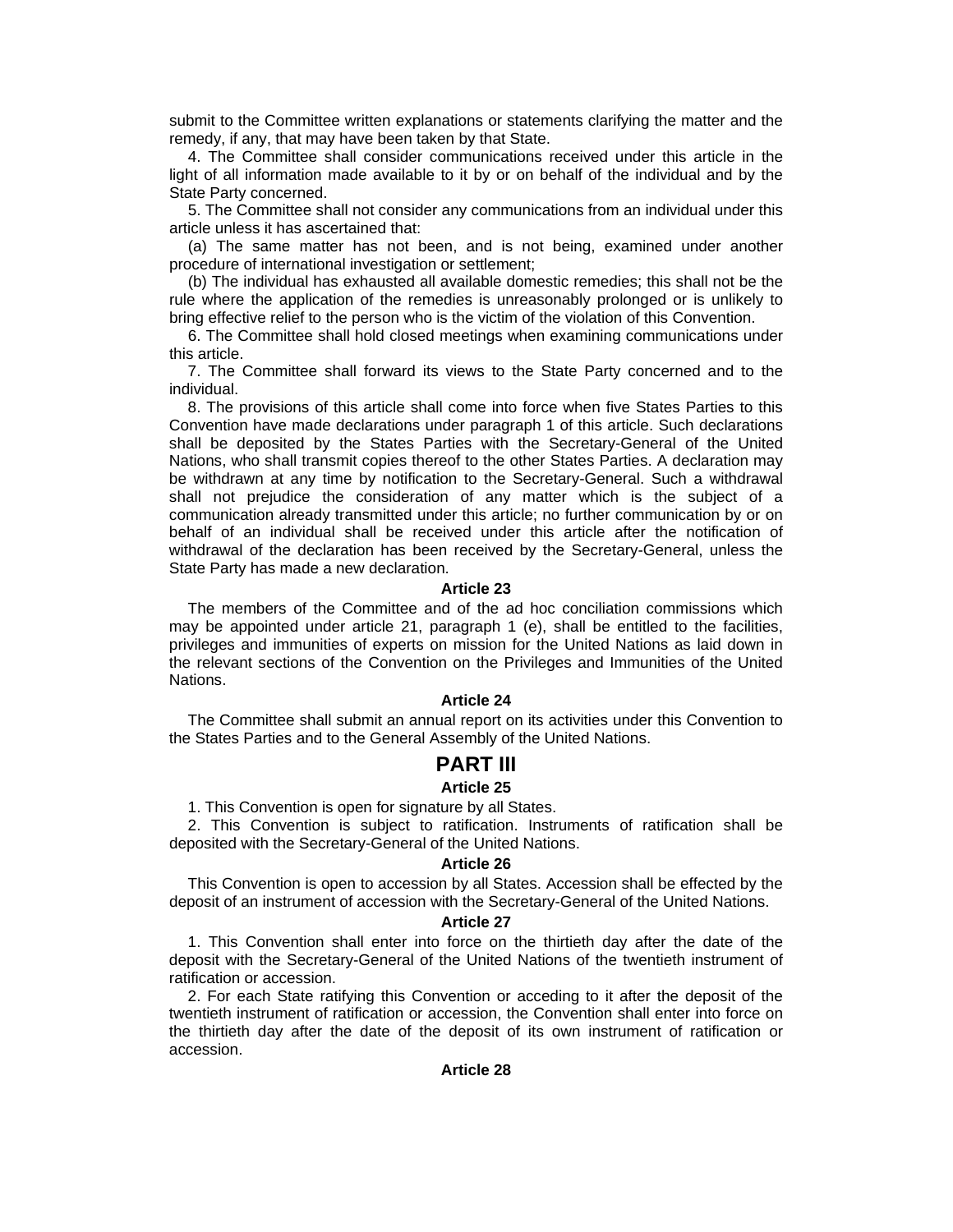submit to the Committee written explanations or statements clarifying the matter and the remedy, if any, that may have been taken by that State.

4. The Committee shall consider communications received under this article in the light of all information made available to it by or on behalf of the individual and by the State Party concerned.

5. The Committee shall not consider any communications from an individual under this article unless it has ascertained that:

(a) The same matter has not been, and is not being, examined under another procedure of international investigation or settlement;

(b) The individual has exhausted all available domestic remedies; this shall not be the rule where the application of the remedies is unreasonably prolonged or is unlikely to bring effective relief to the person who is the victim of the violation of this Convention.

6. The Committee shall hold closed meetings when examining communications under this article.

7. The Committee shall forward its views to the State Party concerned and to the individual.

8. The provisions of this article shall come into force when five States Parties to this Convention have made declarations under paragraph 1 of this article. Such declarations shall be deposited by the States Parties with the Secretary-General of the United Nations, who shall transmit copies thereof to the other States Parties. A declaration may be withdrawn at any time by notification to the Secretary-General. Such a withdrawal shall not prejudice the consideration of any matter which is the subject of a communication already transmitted under this article; no further communication by or on behalf of an individual shall be received under this article after the notification of withdrawal of the declaration has been received by the Secretary-General, unless the State Party has made a new declaration.

### Article 23

The members of the Committee and of the ad hoc conciliation commissions which may be appointed under article 21, paragraph 1 (e), shall be entitled to the facilities, privileges and immunities of experts on mission for the United Nations as laid down in the relevant sections of the Convention on the Privileges and Immunities of the United Nations.

### Article 24

The Committee shall submit an annual report on its activities under this Convention to the States Parties and to the General Assembly of the United Nations.

## PART III

### Article 25

1. This Convention is open for signature by all States.

2. This Convention is subject to ratification. Instruments of ratification shall be deposited with the Secretary-General of the United Nations.

### Article 26

This Convention is open to accession by all States. Accession shall be effected by the deposit of an instrument of accession with the Secretary-General of the United Nations.

### Article 27

1. This Convention shall enter into force on the thirtieth day after the date of the deposit with the Secretary-General of the United Nations of the twentieth instrument of ratification or accession.

2. For each State ratifying this Convention or acceding to it after the deposit of the twentieth instrument of ratification or accession, the Convention shall enter into force on the thirtieth day after the date of the deposit of its own instrument of ratification or accession.

### Article 28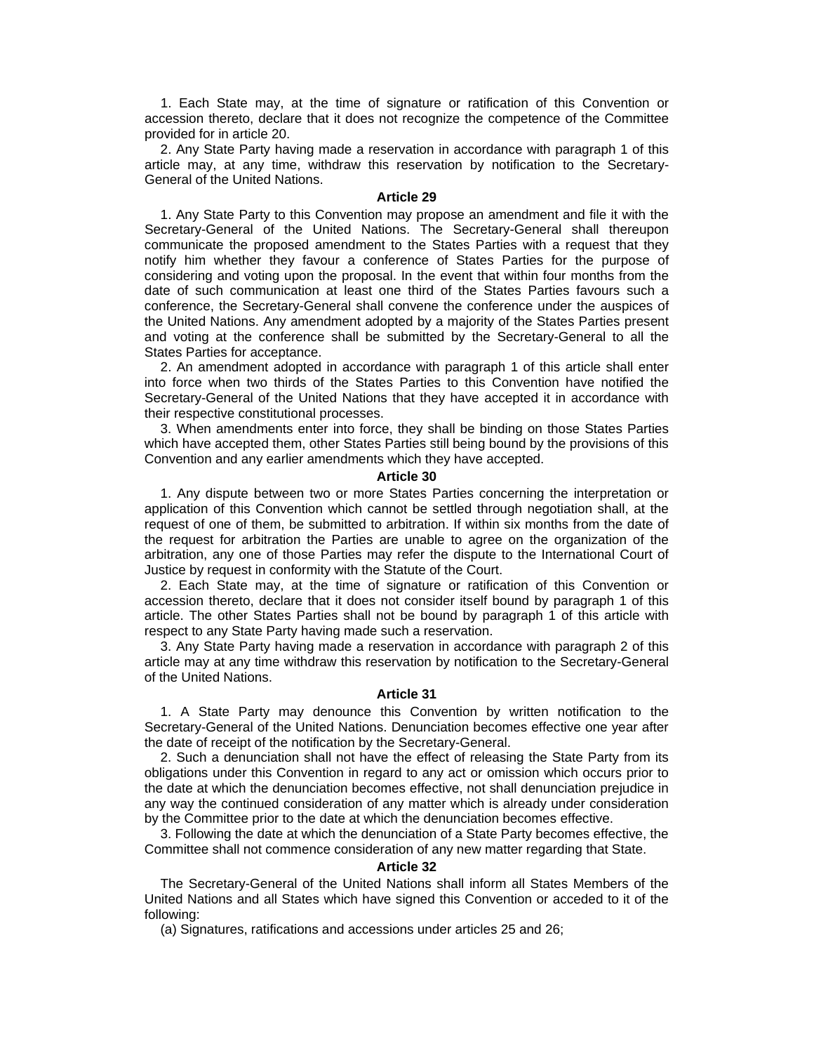1. Each State may, at the time of signature or ratification of this Convention or accession thereto, declare that it does not recognize the competence of the Committee provided for in article 20.

2. Any State Party having made a reservation in accordance with paragraph 1 of this article may, at any time, withdraw this reservation by notification to the Secretary-General of the United Nations.

**Article 29**

1. Any State Party to this Convention may propose an amendment and file it with the Secretary-General of the United Nations. The Secretary-General shall thereupon communicate the proposed amendment to the States Parties with a request that they notify him whether they favour a conference of States Parties for the purpose of considering and voting upon the proposal. In the event that within four months from the date of such communication at least one third of the States Parties favours such a conference, the Secretary-General shall convene the conference under the auspices of the United Nations. Any amendment adopted by a majority of the States Parties present and voting at the conference shall be submitted by the Secretary-General to all the States Parties for acceptance.

2. An amendment adopted in accordance with paragraph 1 of this article shall enter into force when two thirds of the States Parties to this Convention have notified the Secretary-General of the United Nations that they have accepted it in accordance with their respective constitutional processes.

3. When amendments enter into force, they shall be binding on those States Parties which have accepted them, other States Parties still being bound by the provisions of this Convention and any earlier amendments which they have accepted.

**Article 30**

1. Any dispute between two or more States Parties concerning the interpretation or application of this Convention which cannot be settled through negotiation shall, at the request of one of them, be submitted to arbitration. If within six months from the date of the request for arbitration the Parties are unable to agree on the organization of the arbitration, any one of those Parties may refer the dispute to the International Court of Justice by request in conformity with the Statute of the Court.

2. Each State may, at the time of signature or ratification of this Convention or accession thereto, declare that it does not consider itself bound by paragraph 1 of this article. The other States Parties shall not be bound by paragraph 1 of this article with respect to any State Party having made such a reservation.

3. Any State Party having made a reservation in accordance with paragraph 2 of this article may at any time withdraw this reservation by notification to the Secretary-General of the United Nations.

**Article 31**

1. A State Party may denounce this Convention by written notification to the Secretary-General of the United Nations. Denunciation becomes effective one year after the date of receipt of the notification by the Secretary-General.

2. Such a denunciation shall not have the effect of releasing the State Party from its obligations under this Convention in regard to any act or omission which occurs prior to the date at which the denunciation becomes effective, not shall denunciation prejudice in any way the continued consideration of any matter which is already under consideration by the Committee prior to the date at which the denunciation becomes effective.

3. Following the date at which the denunciation of a State Party becomes effective, the Committee shall not commence consideration of any new matter regarding that State.

**Article 32**

The Secretary-General of the United Nations shall inform all States Members of the United Nations and all States which have signed this Convention or acceded to it of the following:

(a) Signatures, ratifications and accessions under articles 25 and 26;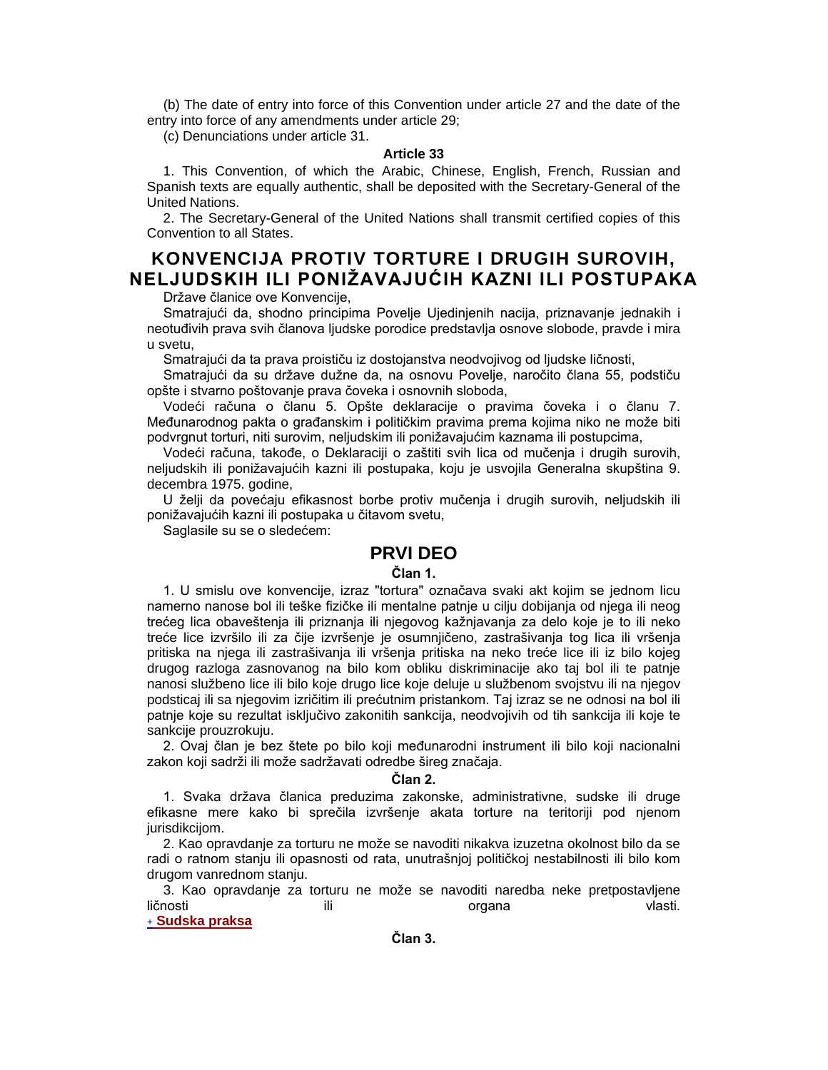(b) The date of entry into force of this Convention under article 27 and the date of the entry into force of any amendments under article 29;

(c) Denunciations under article 31.

**Article 33**

1. This Convention, of which the Arabic, Chinese, English, French, Russian and Spanish texts are equally authentic, shall be deposited with the Secretary-General of the United Nations.

2. The Secretary-General of the United Nations shall transmit certified copies of this Convention to all States.

# KONVENCIJA PROTIV TORTURE I DRUGIH SUROVIH, NELJUDSKIH ILI PONIŽAVAJUĆIH KAZNI ILI POSTUPAKA

Države članice ove Konvencije,

Smatrajući da, shodno principima Povelje Ujedinjenih nacija, priznavanje jednakih i neotuđivih prava svih članova ljudske porodice predstavlja osnove slobode, pravde i mira u svetu,

Smatrajući da ta prava proističu iz dostojanstva neodvojivog od ljudske ličnosti,

Smatrajući da su države dužne da, na osnovu Povelje, naročito člana 55, podstiču opšte i stvarno poštovanje prava čoveka i osnovnih sloboda,

Vodeći računa o članu 5. Opšte deklaracije o pravima čoveka i o članu 7. Međunarodnog pakta o građanskim i političkim pravima prema kojima niko ne može biti podvrgnut torturi, niti surovim, neljudskim ili ponižavajućim kaznama ili postupcima,

Vodeći računa, takođe, o Deklaraciji o zaštiti svih lica od mučenja i drugih surovih, neljudskih ili ponižavajućih kazni ili postupaka, koju je usvojila Generalna skupština 9. decembra 1975. godine,

U želji da povećaju efikasnost borbe protiv mučenja i drugih surovih, neljudskih ili ponižavajućih kazni ili postupaka u čitavom svetu,

Saglasile su se o sledećem:

## PRVI DEO

**Član 1.**

1. U smislu ove konvencije, izraz "tortura" označava svaki akt kojim se jednom licu namerno nanose bol ili teške fizičke ili mentalne patnje u cilju dobijanja od njega ili neog trećeg lica obaveštenja ili priznanja ili njegovog kažnjavanja za delo koje je to ili neko treće lice izvršilo ili za čije izvršenje je osumnjičeno, zastrašivanja tog lica ili vršenja pritiska na njega ili zastrašivanja ili vršenja pritiska na neko treće lice ili iz bilo kojeg drugog razloga zasnovanog na bilo kom obliku diskriminacije ako taj bol ili te patnje nanosi službeno lice ili bilo koje drugo lice koje deluje u službenom svojstvu ili na njegov podsticaj ili sa njegovim izričitim ili prećutnim pristankom. Taj izraz se ne odnosi na bol ili patnje koje su rezultat isključivo zakonitih sankcija, neodvojivih od tih sankcija ili koje te sankcije prouzrokuju.

2. Ovaj član je bez štete po bilo koji međunarodni instrument ili bilo koji nacionalni zakon koji sadrži ili može sadržavati odredbe šireg značaja.

**Član 2.**

1. Svaka država članica preduzima zakonske, administrativne, sudske ili druge efikasne mere kako bi sprečila izvršenje akata torture na teritoriji pod njenom jurisdikcijom.

2. Kao opravdanje za torturu ne može se navoditi nikakva izuzetna okolnost bilo da se radi o ratnom stanju ili opasnosti od rata, unutrašnjoj političkoj nestabilnosti ili bilo kom drugom vanrednom stanju.

3. Kao opravdanje za torturu ne može se navoditi naredba neke pretpostavljene ličnosti ili organa vlasti.

+ **Sudska praksa**

**Član 3.**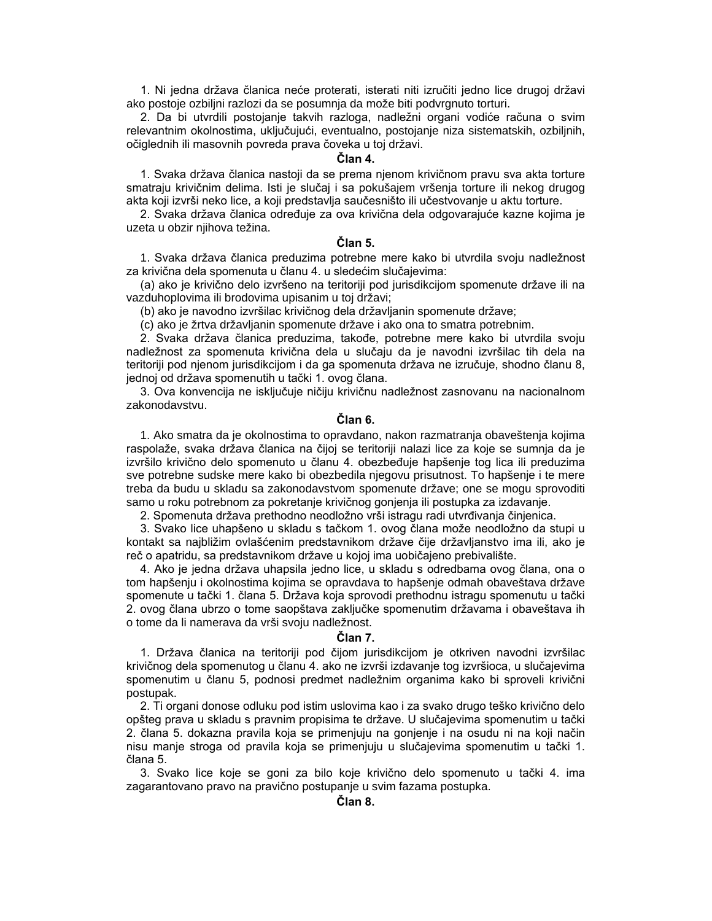1. Ni jedna država članica neće proterati, isterati niti izručiti jedno lice drugoj državi ako postoje ozbiljni razlozi da se posumnja da može biti podvrgnuto torturi.

2. Da bi utvrdili postojanje takvih razloga, nadležni organi vodiće računa o svim relevantnim okolnostima, uključujući, eventualno, postojanje niza sistematskih, ozbiljnih, očiglednih ili masovnih povreda prava čoveka u toj državi.

**Član 4.**

1. Svaka država članica nastoji da se prema njenom krivičnom pravu sva akta torture smatraju krivičnim delima. Isti je slučaj i sa pokušajem vršenja torture ili nekog drugog akta koji izvrši neko lice, a koji predstavlja saučesništo ili učestvovanje u aktu torture.

2. Svaka država članica određuje za ova krivična dela odgovarajuće kazne kojima je uzeta u obzir njihova težina.

**Član 5.**

1. Svaka država članica preduzima potrebne mere kako bi utvrdila svoju nadležnost za krivična dela spomenuta u članu 4. u sledećim slučajevima:

(a) ako je krivično delo izvršeno na teritoriji pod jurisdikcijom spomenute države ili na vazduhoplovima ili brodovima upisanim u toj državi;

(b) ako je navodno izvršilac krivičnog dela državljanin spomenute države;

(c) ako je žrtva državljanin spomenute države i ako ona to smatra potrebnim.

2. Svaka država članica preduzima, takođe, potrebne mere kako bi utvrdila svoju nadležnost za spomenuta krivična dela u slučaju da je navodni izvršilac tih dela na teritoriji pod njenom jurisdikcijom i da ga spomenuta država ne izručuje, shodno članu 8, jednoj od država spomenutih u tački 1. ovog člana.

3. Ova konvencija ne isključuje ničiju krivičnu nadležnost zasnovanu na nacionalnom zakonodavstvu.

**Član 6.**

1. Ako smatra da je okolnostima to opravdano, nakon razmatranja obaveštenja kojima raspolaže, svaka država članica na čijoj se teritoriji nalazi lice za koje se sumnja da je izvršilo krivično delo spomenuto u članu 4. obezbeđuje hapšenje tog lica ili preduzima sve potrebne sudske mere kako bi obezbedila njegovu prisutnost. To hapšenje i te mere treba da budu u skladu sa zakonodavstvom spomenute države; one se mogu sprovoditi samo u roku potrebnom za pokretanje krivičnog gonjenja ili postupka za izdavanje.

2. Spomenuta država prethodno neodložno vrši istragu radi utvrđivanja činjenica.

3. Svako lice uhapšeno u skladu s tačkom 1. ovog člana može neodložno da stupi u kontakt sa najbližim ovlašćenim predstavnikom države čije državljanstvo ima ili, ako je reč o apatridu, sa predstavnikom države u kojoj ima uobičajeno prebivalište.

4. Ako je jedna država uhapsila jedno lice, u skladu s odredbama ovog člana, ona o tom hapšenju i okolnostima kojima se opravdava to hapšenje odmah obaveštava države spomenute u tački 1. člana 5. Država koja sprovodi prethodnu istragu spomenutu u tački 2. ovog člana ubrzo o tome saopštava zaključke spomenutim državama i obaveštava ih o tome da li namerava da vrši svoju nadležnost.

**Član 7.**

1. Država članica na teritoriji pod čijom jurisdikcijom je otkriven navodni izvršilac krivičnog dela spomenutog u članu 4. ako ne izvrši izdavanje tog izvršioca, u slučajevima spomenutim u članu 5, podnosi predmet nadležnim organima kako bi sproveli krivični postupak.

2. Ti organi donose odluku pod istim uslovima kao i za svako drugo teško krivično delo opšteg prava u skladu s pravnim propisima te države. U slučajevima spomenutim u tački 2. člana 5. dokazna pravila koja se primenjuju na gonjenje i na osudu ni na koji način nisu manje stroga od pravila koja se primenjuju u slučajevima spomenutim u tački 1. člana 5.

3. Svako lice koje se goni za bilo koje krivično delo spomenuto u tački 4. ima zagarantovano pravo na pravično postupanje u svim fazama postupka.

**Član 8.**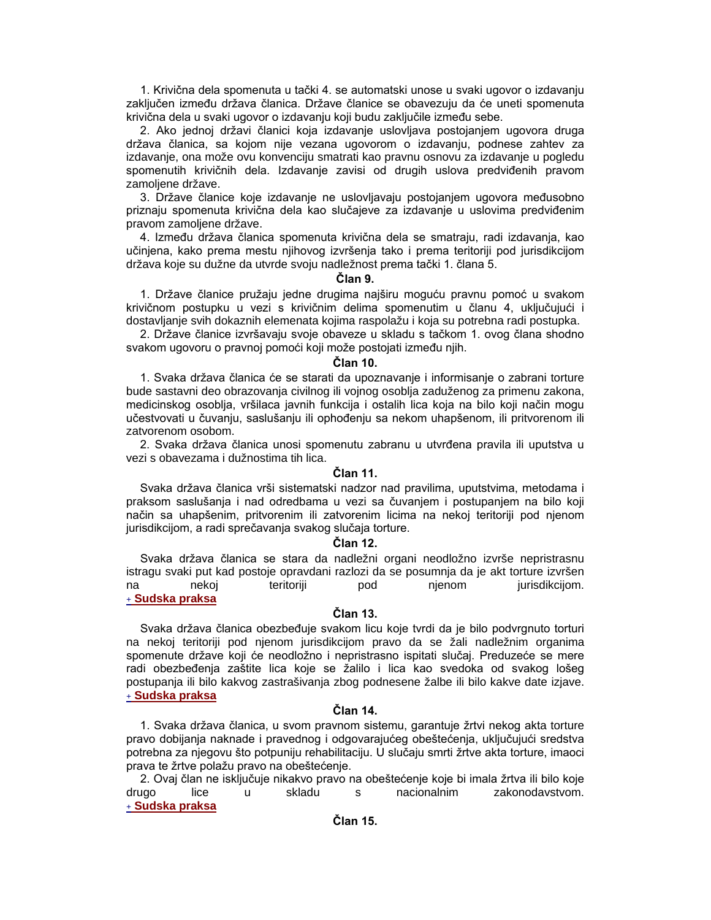1. Krivična dela spomenuta u tački 4. se automatski unose u svaki ugovor o izdavanju zaključen između država članica. Države članice se obavezuju da će uneti spomenuta krivična dela u svaki ugovor o izdavanju koji budu zaključile između sebe.

2. Ako jednoj državi članici koja izdavanje uslovljava postojanjem ugovora druga država članica, sa kojom nije vezana ugovorom o izdavanju, podnese zahtev za izdavanje, ona može ovu konvenciju smatrati kao pravnu osnovu za izdavanje u pogledu spomenutih krivičnih dela. Izdavanje zavisi od drugih uslova predviđenih pravom zamoljene države.

3. Države članice koje izdavanje ne uslovljavaju postojanjem ugovora međusobno priznaju spomenuta krivična dela kao slučajeve za izdavanje u uslovima predviđenim pravom zamoljene države.

4. Između država članica spomenuta krivična dela se smatraju, radi izdavanja, kao učinjena, kako prema mestu njihovog izvršenja tako i prema teritoriji pod jurisdikcijom država koje su dužne da utvrde svoju nadležnost prema tački 1. člana 5.

**Član 9.**

1. Države članice pružaju jedne drugima najširu moguću pravnu pomoć u svakom krivičnom postupku u vezi s krivičnim delima spomenutim u članu 4, uključujući i dostavljanje svih dokaznih elemenata kojima raspolažu i koja su potrebna radi postupka.

2. Države članice izvršavaju svoje obaveze u skladu s tačkom 1. ovog člana shodno svakom ugovoru o pravnoj pomoći koji može postojati između njih.

**Član 10.**

1. Svaka država članica će se starati da upoznavanje i informisanje o zabrani torture bude sastavni deo obrazovanja civilnog ili vojnog osoblja zaduženog za primenu zakona, medicinskog osoblja, vršilaca javnih funkcija i ostalih lica koja na bilo koji način mogu učestvovati u čuvanju, saslušanju ili ophođenju sa nekom uhapšenom, ili pritvorenom ili zatvorenom osobom.

2. Svaka država članica unosi spomenutu zabranu u utvrđena pravila ili uputstva u vezi s obavezama i dužnostima tih lica.

**Član 11.**

Svaka država članica vrši sistematski nadzor nad pravilima, uputstvima, metodama i praksom saslušanja i nad odredbama u vezi sa čuvanjem i postupanjem na bilo koji način sa uhapšenim, pritvorenim ili zatvorenim licima na nekoj teritoriji pod njenom jurisdikcijom, a radi sprečavanja svakog slučaja torture.

**Član 12.**

Svaka država članica se stara da nadležni organi neodložno izvrše nepristrasnu istragu svaki put kad postoje opravdani razlozi da se posumnja da je akt torture izvršen na nekoj teritoriji pod njenom jurisdikcijom.

+ **Sudska praksa**

**Član 13.**

Svaka država članica obezbeđuje svakom licu koje tvrdi da je bilo podvrgnuto torturi na nekoj teritoriji pod njenom jurisdikcijom pravo da se žali nadležnim organima spomenute države koji će neodložno i nepristrasno ispitati slučaj. Preduzeće se mere radi obezbeđenja zaštite lica koje se žalilo i lica kao svedoka od svakog lošeg postupanja ili bilo kakvog zastrašivanja zbog podnesene žalbe ili bilo kakve date izjave.

+ **Sudska praksa**

**Član 14.**

1. Svaka država članica, u svom pravnom sistemu, garantuje žrtvi nekog akta torture pravo dobijanja naknade i pravednog i odgovarajućeg obeštećenja, uključujući sredstva potrebna za njegovu što potpuniju rehabilitaciju. U slučaju smrti žrtve akta torture, imaoci prava te žrtve polažu pravo na obeštećenje.

2. Ovaj član ne isključuje nikakvo pravo na obeštećenje koje bi imala žrtva ili bilo koje drugo lice u skladu s nacionalnim zakonodavstvom.

+ **Sudska praksa**

**Član 15.**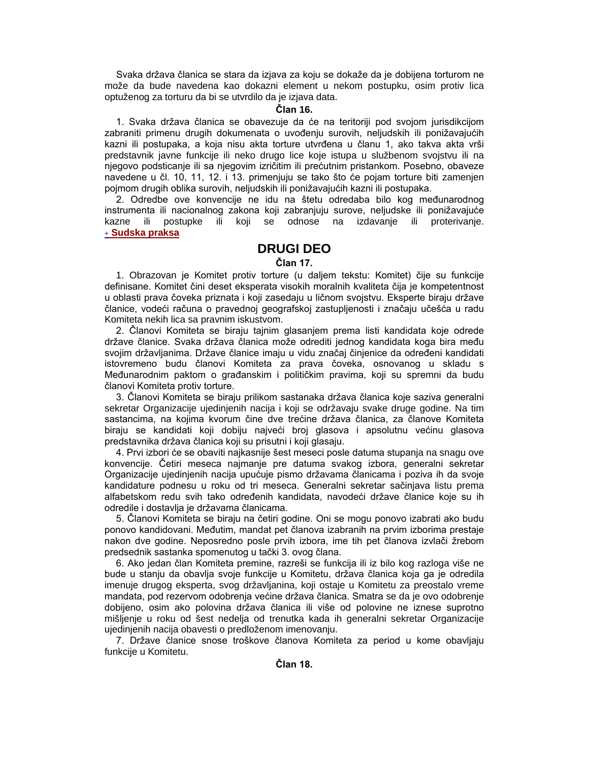Svaka država članica se stara da izjava za koju se dokaže da je dobijena torturom ne može da bude navedena kao dokazni element u nekom postupku, osim protiv lica optuženog za torturu da bi se utvrdilo da je izjava data.

**Član 16.**

1. Svaka država članica se obavezuje da će na teritoriji pod svojom jurisdikcijom zabraniti primenu drugih dokumenata o uvođenju surovih, neljudskih ili ponižavajućih kazni ili postupaka, a koja nisu akta torture utvrđena u članu 1, ako takva akta vrši predstavnik javne funkcije ili neko drugo lice koje istupa u službenom svojstvu ili na njegovo podsticanje ili sa njegovim izričitim ili prećutnim pristankom. Posebno, obaveze navedene u čl. 10, 11, 12. i 13. primenjuju se tako što će pojam torture biti zamenjen pojmom drugih oblika surovih, neljudskih ili ponižavajućih kazni ili postupaka.

2. Odredbe ove konvencije ne idu na štetu odredaba bilo kog međunarodnog instrumenta ili nacionalnog zakona koji zabranjuju surove, neljudske ili ponižavajuće kazne ili postupke ili koji se odnose na izdavanje ili proterivanje.
+ **Sudska praksa**

## DRUGI DEO

**Član 17.**

1. Obrazovan je Komitet protiv torture (u daljem tekstu: Komitet) čije su funkcije definisane. Komitet čini deset eksperata visokih moralnih kvaliteta čija je kompetentnost u oblasti prava čoveka priznata i koji zasedaju u ličnom svojstvu. Eksperte biraju države članice, vodeći računa o pravednoj geografskoj zastupljenosti i značaju učešća u radu Komiteta nekih lica sa pravnim iskustvom.

2. Članovi Komiteta se biraju tajnim glasanjem prema listi kandidata koje odrede države članice. Svaka država članica može odrediti jednog kandidata koga bira među svojim državljanima. Države članice imaju u vidu značaj činjenice da određeni kandidati istovremeno budu članovi Komiteta za prava čoveka, osnovanog u skladu s Međunarodnim paktom o građanskim i političkim pravima, koji su spremni da budu članovi Komiteta protiv torture.

3. Članovi Komiteta se biraju prilikom sastanaka država članica koje saziva generalni sekretar Organizacije ujedinjenih nacija i koji se održavaju svake druge godine. Na tim sastancima, na kojima kvorum čine dve trećine država članica, za članove Komiteta biraju se kandidati koji dobiju najveći broj glasova i apsolutnu većinu glasova predstavnika država članica koji su prisutni i koji glasaju.

4. Prvi izbori će se obaviti najkasnije šest meseci posle datuma stupanja na snagu ove konvencije. Četiri meseca najmanje pre datuma svakog izbora, generalni sekretar Organizacije ujedinjenih nacija upućuje pismo državama članicama i poziva ih da svoje kandidature podnesu u roku od tri meseca. Generalni sekretar sačinjava listu prema alfabetskom redu svih tako određenih kandidata, navodeći države članice koje su ih odredile i dostavlja je državama članicama.

5. Članovi Komiteta se biraju na četiri godine. Oni se mogu ponovo izabrati ako budu ponovo kandidovani. Međutim, mandat pet članova izabranih na prvim izborima prestaje nakon dve godine. Neposredno posle prvih izbora, ime tih pet članova izvlači žrebom predsednik sastanka spomenutog u tački 3. ovog člana.

6. Ako jedan član Komiteta premine, razreši se funkcija ili iz bilo kog razloga više ne bude u stanju da obavlja svoje funkcije u Komitetu, država članica koja ga je odredila imenuje drugog eksperta, svog državljanina, koji ostaje u Komitetu za preostalo vreme mandata, pod rezervom odobrenja većine država članica. Smatra se da je ovo odobrenje dobijeno, osim ako polovina država članica ili više od polovine ne iznese suprotno mišljenje u roku od šest nedelja od trenutka kada ih generalni sekretar Organizacije ujedinjenih nacija obavesti o predloženom imenovanju.

7. Države članice snose troškove članova Komiteta za period u kome obavljaju funkcije u Komitetu.

**Član 18.**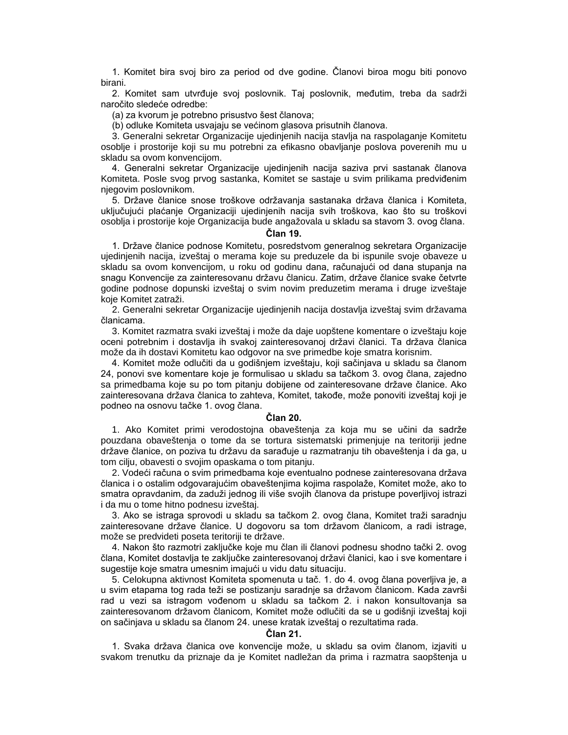1. Komitet bira svoj biro za period od dve godine. Članovi biroa mogu biti ponovo birani.

2. Komitet sam utvrđuje svoj poslovnik. Taj poslovnik, međutim, treba da sadrži naročito sledeće odredbe:

(a) za kvorum je potrebno prisustvo šest članova;

(b) odluke Komiteta usvajaju se većinom glasova prisutnih članova.

3. Generalni sekretar Organizacije ujedinjenih nacija stavlja na raspolaganje Komitetu osoblje i prostorije koji su mu potrebni za efikasno obavljanje poslova poverenih mu u skladu sa ovom konvencijom.

4. Generalni sekretar Organizacije ujedinjenih nacija saziva prvi sastanak članova Komiteta. Posle svog prvog sastanka, Komitet se sastaje u svim prilikama predviđenim njegovim poslovnikom.

5. Države članice snose troškove održavanja sastanaka država članica i Komiteta, uključujući plaćanje Organizaciji ujedinjenih nacija svih troškova, kao što su troškovi osoblja i prostorije koje Organizacija bude angažovala u skladu sa stavom 3. ovog člana.

**Član 19.**

1. Države članice podnose Komitetu, posredstvom generalnog sekretara Organizacije ujedinjenih nacija, izveštaj o merama koje su preduzele da bi ispunile svoje obaveze u skladu sa ovom konvencijom, u roku od godinu dana, računajući od dana stupanja na snagu Konvencije za zainteresovanu državu članicu. Zatim, države članice svake četvrte godine podnose dopunski izveštaj o svim novim preduzetim merama i druge izveštaje koje Komitet zatraži.

2. Generalni sekretar Organizacije ujedinjenih nacija dostavlja izveštaj svim državama članicama.

3. Komitet razmatra svaki izveštaj i može da daje uopštene komentare o izveštaju koje oceni potrebnim i dostavlja ih svakoj zainteresovanoj državi članici. Ta država članica može da ih dostavi Komitetu kao odgovor na sve primedbe koje smatra korisnim.

4. Komitet može odlučiti da u godišnjem izveštaju, koji sačinjava u skladu sa članom 24, ponovi sve komentare koje je formulisao u skladu sa tačkom 3. ovog člana, zajedno sa primedbama koje su po tom pitanju dobijene od zainteresovane države članice. Ako zainteresovana država članica to zahteva, Komitet, takođe, može ponoviti izveštaj koji je podneo na osnovu tačke 1. ovog člana.

**Član 20.**

1. Ako Komitet primi verodostojna obaveštenja za koja mu se učini da sadrže pouzdana obaveštenja o tome da se tortura sistematski primenjuje na teritoriji jedne države članice, on poziva tu državu da sarađuje u razmatranju tih obaveštenja i da ga, u tom cilju, obavesti o svojim opaskama o tom pitanju.

2. Vodeći računa o svim primedbama koje eventualno podnese zainteresovana država članica i o ostalim odgovarajućim obaveštenjima kojima raspolaže, Komitet može, ako to smatra opravdanim, da zaduži jednog ili više svojih članova da pristupe poverljivoj istrazi i da mu o tome hitno podnesu izveštaj.

3. Ako se istraga sprovodi u skladu sa tačkom 2. ovog člana, Komitet traži saradnju zainteresovane države članice. U dogovoru sa tom državom članicom, a radi istrage, može se predvideti poseta teritoriji te države.

4. Nakon što razmotri zaključke koje mu član ili članovi podnesu shodno tački 2. ovog člana, Komitet dostavlja te zaključke zainteresovanoj državi članici, kao i sve komentare i sugestije koje smatra umesnim imajući u vidu datu situaciju.

5. Celokupna aktivnost Komiteta spomenuta u tač. 1. do 4. ovog člana poverljiva je, a u svim etapama tog rada teži se postizanju saradnje sa državom članicom. Kada završi rad u vezi sa istragom vođenom u skladu sa tačkom 2. i nakon konsultovanja sa zainteresovanom državom članicom, Komitet može odlučiti da se u godišnji izveštaj koji on sačinjava u skladu sa članom 24. unese kratak izveštaj o rezultatima rada.

**Član 21.**

1. Svaka država članica ove konvencije može, u skladu sa ovim članom, izjaviti u svakom trenutku da priznaje da je Komitet nadležan da prima i razmatra saopštenja u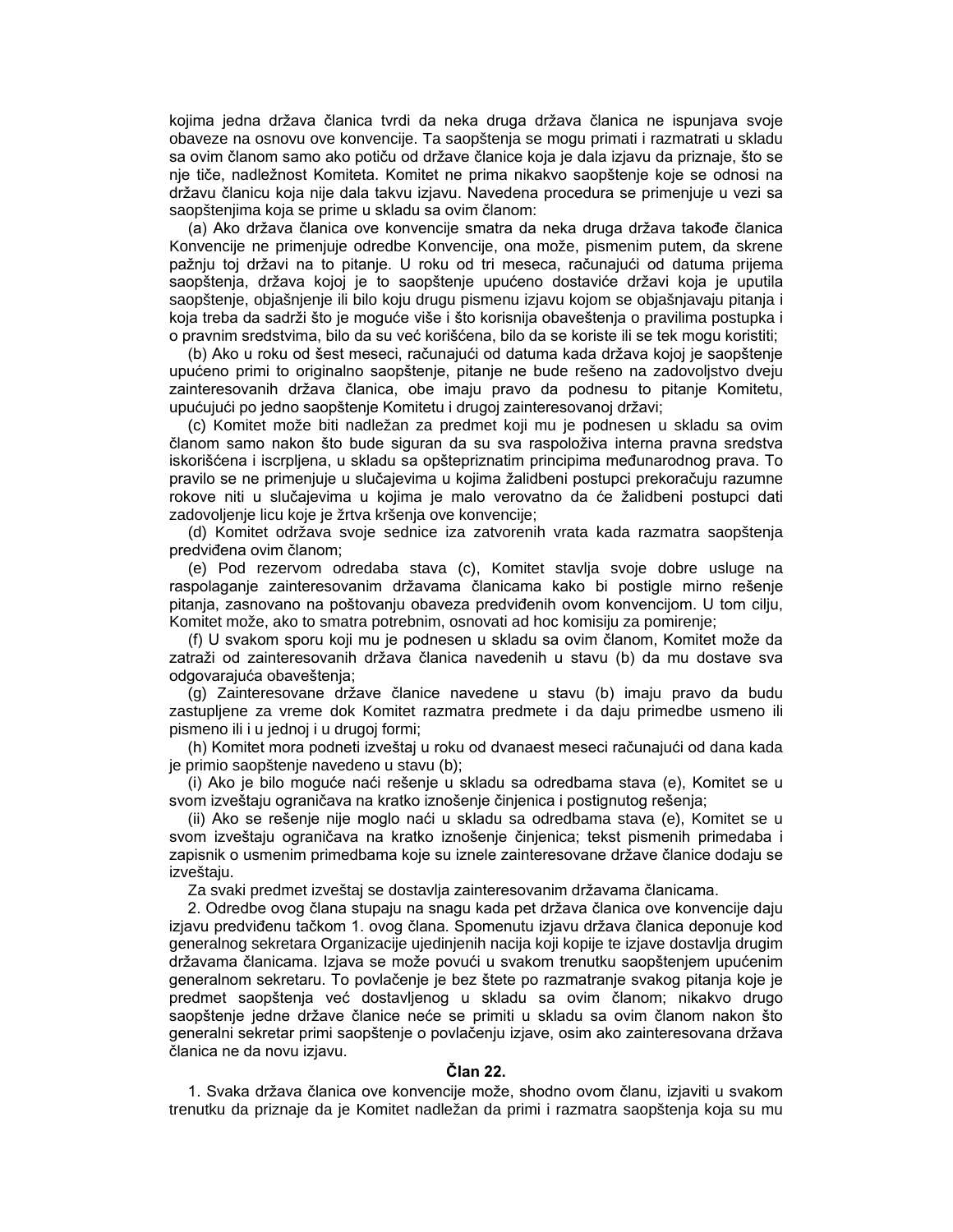kojima jedna država članica tvrdi da neka druga država članica ne ispunjava svoje obaveze na osnovu ove konvencije. Ta saopštenja se mogu primati i razmatrati u skladu sa ovim članom samo ako potiču od države članice koja je dala izjavu da priznaje, što se nje tiče, nadležnost Komiteta. Komitet ne prima nikakvo saopštenje koje se odnosi na državu članicu koja nije dala takvu izjavu. Navedena procedura se primenjuje u vezi sa saopštenjima koja se prime u skladu sa ovim članom:

(a) Ako država članica ove konvencije smatra da neka druga država takođe članica Konvencije ne primenjuje odredbe Konvencije, ona može, pismenim putem, da skrene pažnju toj državi na to pitanje. U roku od tri meseca, računajući od datuma prijema saopštenja, država kojoj je to saopštenje upućeno dostaviće državi koja je uputila saopštenje, objašnjenje ili bilo koju drugu pismenu izjavu kojom se objašnjavaju pitanja i koja treba da sadrži što je moguće više i što korisnija obaveštenja o pravilima postupka i o pravnim sredstvima, bilo da su već korišćena, bilo da se koriste ili se tek mogu koristiti;

(b) Ako u roku od šest meseci, računajući od datuma kada država kojoj je saopštenje upućeno primi to originalno saopštenje, pitanje ne bude rešeno na zadovoljstvo dveju zainteresovanih država članica, obe imaju pravo da podnesu to pitanje Komitetu, upućujući po jedno saopštenje Komitetu i drugoj zainteresovanoj državi;

(c) Komitet može biti nadležan za predmet koji mu je podnesen u skladu sa ovim članom samo nakon što bude siguran da su sva raspoloživa interna pravna sredstva iskorišćena i iscrpljena, u skladu sa opštepriznatim principima međunarodnog prava. To pravilo se ne primenjuje u slučajevima u kojima žalidbeni postupci prekoračuju razumne rokove niti u slučajevima u kojima je malo verovatno da će žalidbeni postupci dati zadovoljenje licu koje je žrtva kršenja ove konvencije;

(d) Komitet održava svoje sednice iza zatvorenih vrata kada razmatra saopštenja predviđena ovim članom;

(e) Pod rezervom odredaba stava (c), Komitet stavlja svoje dobre usluge na raspolaganje zainteresovanim državama članicama kako bi postigle mirno rešenje pitanja, zasnovano na poštovanju obaveza predviđenih ovom konvencijom. U tom cilju, Komitet može, ako to smatra potrebnim, osnovati ad hoc komisiju za pomirenje;

(f) U svakom sporu koji mu je podnesen u skladu sa ovim članom, Komitet može da zatraži od zainteresovanih država članica navedenih u stavu (b) da mu dostave sva odgovarajuća obaveštenja;

(g) Zainteresovane države članice navedene u stavu (b) imaju pravo da budu zastupljene za vreme dok Komitet razmatra predmete i da daju primedbe usmeno ili pismeno ili i u jednoj i u drugoj formi;

(h) Komitet mora podneti izveštaj u roku od dvanaest meseci računajući od dana kada je primio saopštenje navedeno u stavu (b);

(i) Ako je bilo moguće naći rešenje u skladu sa odredbama stava (e), Komitet se u svom izveštaju ograničava na kratko iznošenje činjenica i postignutog rešenja;

(ii) Ako se rešenje nije moglo naći u skladu sa odredbama stava (e), Komitet se u svom izveštaju ograničava na kratko iznošenje činjenica; tekst pismenih primedaba i zapisnik o usmenim primedbama koje su iznele zainteresovane države članice dodaju se izveštaju.

Za svaki predmet izveštaj se dostavlja zainteresovanim državama članicama.

2. Odredbe ovog člana stupaju na snagu kada pet država članica ove konvencije daju izjavu predviđenu tačkom 1. ovog člana. Spomenutu izjavu država članica deponuje kod generalnog sekretara Organizacije ujedinjenih nacija koji kopije te izjave dostavlja drugim državama članicama. Izjava se može povući u svakom trenutku saopštenjem upućenim generalnom sekretaru. To povlačenje je bez štete po razmatranje svakog pitanja koje je predmet saopštenja već dostavljenog u skladu sa ovim članom; nikakvo drugo saopštenje jedne države članice neće se primiti u skladu sa ovim članom nakon što generalni sekretar primi saopštenje o povlačenju izjave, osim ako zainteresovana država članica ne da novu izjavu.

**Član 22.**

1. Svaka država članica ove konvencije može, shodno ovom članu, izjaviti u svakom trenutku da priznaje da je Komitet nadležan da primi i razmatra saopštenja koja su mu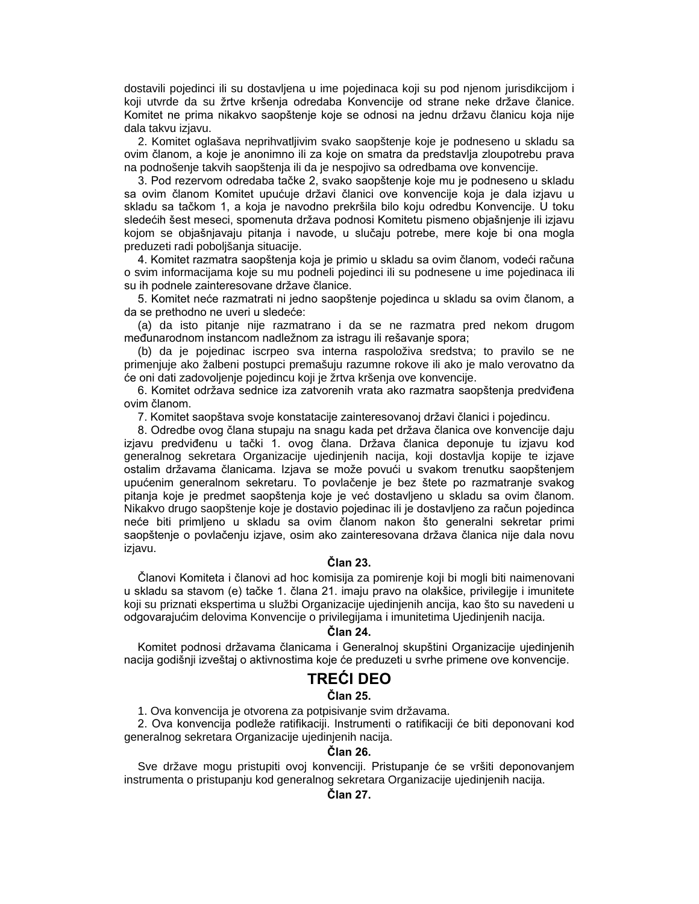dostavili pojedinci ili su dostavljena u ime pojedinaca koji su pod njenom jurisdikcijom i koji utvrde da su žrtve kršenja odredaba Konvencije od strane neke države članice. Komitet ne prima nikakvo saopštenje koje se odnosi na jednu državu članicu koja nije dala takvu izjavu.

2. Komitet oglašava neprihvatljivim svako saopštenje koje je podneseno u skladu sa ovim članom, a koje je anonimno ili za koje on smatra da predstavlja zloupotrebu prava na podnošenje takvih saopštenja ili da je nespojivo sa odredbama ove konvencije.

3. Pod rezervom odredaba tačke 2, svako saopštenje koje mu je podneseno u skladu sa ovim članom Komitet upućuje državi članici ove konvencije koja je dala izjavu u skladu sa tačkom 1, a koja je navodno prekršila bilo koju odredbu Konvencije. U toku sledećih šest meseci, spomenuta država podnosi Komitetu pismeno objašnjenje ili izjavu kojom se objašnjavaju pitanja i navode, u slučaju potrebe, mere koje bi ona mogla preduzeti radi poboljšanja situacije.

4. Komitet razmatra saopštenja koja je primio u skladu sa ovim članom, vodeći računa o svim informacijama koje su mu podneli pojedinci ili su podnesene u ime pojedinaca ili su ih podnele zainteresovane države članice.

5. Komitet neće razmatrati ni jedno saopštenje pojedinca u skladu sa ovim članom, a da se prethodno ne uveri u sledeće:

(a) da isto pitanje nije razmatrano i da se ne razmatra pred nekom drugom međunarodnom instancom nadležnom za istragu ili rešavanje spora;

(b) da je pojedinac iscrpeo sva interna raspoloživa sredstva; to pravilo se ne primenjuje ako žalbeni postupci premašuju razumne rokove ili ako je malo verovatno da će oni dati zadovoljenje pojedincu koji je žrtva kršenja ove konvencije.

6. Komitet održava sednice iza zatvorenih vrata ako razmatra saopštenja predviđena ovim članom.

7. Komitet saopštava svoje konstatacije zainteresovanoj državi članici i pojedincu.

8. Odredbe ovog člana stupaju na snagu kada pet država članica ove konvencije daju izjavu predviđenu u tački 1. ovog člana. Država članica deponuje tu izjavu kod generalnog sekretara Organizacije ujedinjenih nacija, koji dostavlja kopije te izjave ostalim državama članicama. Izjava se može povući u svakom trenutku saopštenjem upućenim generalnom sekretaru. To povlačenje je bez štete po razmatranje svakog pitanja koje je predmet saopštenja koje je već dostavljeno u skladu sa ovim članom. Nikakvo drugo saopštenje koje je dostavio pojedinac ili je dostavljeno za račun pojedinca neće biti primljeno u skladu sa ovim članom nakon što generalni sekretar primi saopštenje o povlačenju izjave, osim ako zainteresovana država članica nije dala novu izjavu.

**Član 23.**

Članovi Komiteta i članovi ad hoc komisija za pomirenje koji bi mogli biti naimenovani u skladu sa stavom (e) tačke 1. člana 21. imaju pravo na olakšice, privilegije i imunitete koji su priznati ekspertima u službi Organizacije ujedinjenih ancija, kao što su navedeni u odgovarajućim delovima Konvencije o privilegijama i imunitetima Ujedinjenih nacija.

**Član 24.**

Komitet podnosi državama članicama i Generalnoj skupštini Organizacije ujedinjenih nacija godišnji izveštaj o aktivnostima koje će preduzeti u svrhe primene ove konvencije.

## TREĆI DEO

**Član 25.**

1. Ova konvencija je otvorena za potpisivanje svim državama.

2. Ova konvencija podleže ratifikaciji. Instrumenti o ratifikaciji će biti deponovani kod generalnog sekretara Organizacije ujedinjenih nacija.

**Član 26.**

Sve države mogu pristupiti ovoj konvenciji. Pristupanje će se vršiti deponovanjem instrumenta o pristupanju kod generalnog sekretara Organizacije ujedinjenih nacija.

**Član 27.**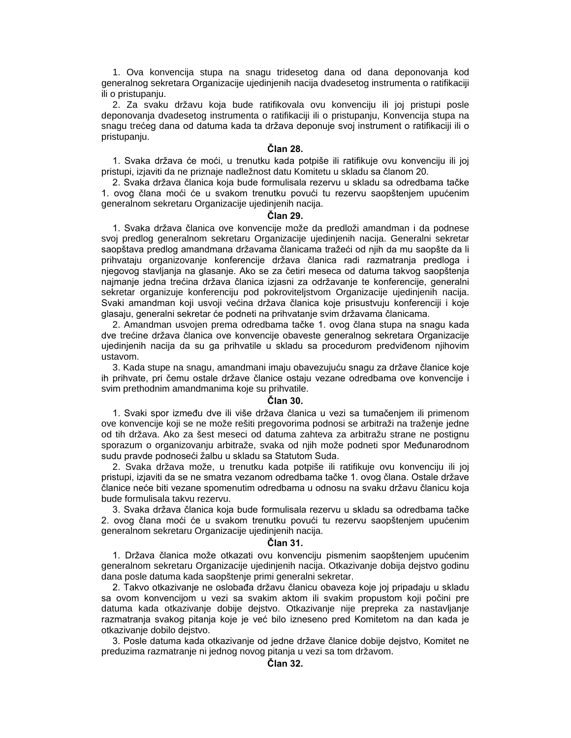1. Ova konvencija stupa na snagu tridesetog dana od dana deponovanja kod generalnog sekretara Organizacije ujedinjenih nacija dvadesetog instrumenta o ratifikaciji ili o pristupanju.

2. Za svaku državu koja bude ratifikovala ovu konvenciju ili joj pristupi posle deponovanja dvadesetog instrumenta o ratifikaciji ili o pristupanju, Konvencija stupa na snagu trećeg dana od datuma kada ta država deponuje svoj instrument o ratifikaciji ili o pristupanju.

**Član 28.**

1. Svaka država će moći, u trenutku kada potpiše ili ratifikuje ovu konvenciju ili joj pristupi, izjaviti da ne priznaje nadležnost datu Komitetu u skladu sa članom 20.

2. Svaka država članica koja bude formulisala rezervu u skladu sa odredbama tačke 1. ovog člana moći će u svakom trenutku povući tu rezervu saopštenjem upućenim generalnom sekretaru Organizacije ujedinjenih nacija.

**Član 29.**

1. Svaka država članica ove konvencije može da predloži amandman i da podnese svoj predlog generalnom sekretaru Organizacije ujedinjenih nacija. Generalni sekretar saopštava predlog amandmana državama članicama tražeći od njih da mu saopšte da li prihvataju organizovanje konferencije država članica radi razmatranja predloga i njegovog stavljanja na glasanje. Ako se za četiri meseca od datuma takvog saopštenja najmanje jedna trećina država članica izjasni za održavanje te konferencije, generalni sekretar organizuje konferenciju pod pokroviteljstvom Organizacije ujedinjenih nacija. Svaki amandman koji usvoji većina država članica koje prisustvuju konferenciji i koje glasaju, generalni sekretar će podneti na prihvatanje svim državama članicama.

2. Amandman usvojen prema odredbama tačke 1. ovog člana stupa na snagu kada dve trećine država članica ove konvencije obaveste generalnog sekretara Organizacije ujedinjenih nacija da su ga prihvatile u skladu sa procedurom predviđenom njihovim ustavom.

3. Kada stupe na snagu, amandmani imaju obavezujuću snagu za države članice koje ih prihvate, pri čemu ostale države članice ostaju vezane odredbama ove konvencije i svim prethodnim amandmanima koje su prihvatile.

**Član 30.**

1. Svaki spor između dve ili više država članica u vezi sa tumačenjem ili primenom ove konvencije koji se ne može rešiti pregovorima podnosi se arbitraži na traženje jedne od tih država. Ako za šest meseci od datuma zahteva za arbitražu strane ne postignu sporazum o organizovanju arbitraže, svaka od njih može podneti spor Međunarodnom sudu pravde podnoseći žalbu u skladu sa Statutom Suda.

2. Svaka država može, u trenutku kada potpiše ili ratifikuje ovu konvenciju ili joj pristupi, izjaviti da se ne smatra vezanom odredbama tačke 1. ovog člana. Ostale države članice neće biti vezane spomenutim odredbama u odnosu na svaku državu članicu koja bude formulisala takvu rezervu.

3. Svaka država članica koja bude formulisala rezervu u skladu sa odredbama tačke 2. ovog člana moći će u svakom trenutku povući tu rezervu saopštenjem upućenim generalnom sekretaru Organizacije ujedinjenih nacija.

**Član 31.**

1. Država članica može otkazati ovu konvenciju pismenim saopštenjem upućenim generalnom sekretaru Organizacije ujedinjenih nacija. Otkazivanje dobija dejstvo godinu dana posle datuma kada saopštenje primi generalni sekretar.

2. Takvo otkazivanje ne oslobađa državu članicu obaveza koje joj pripadaju u skladu sa ovom konvencijom u vezi sa svakim aktom ili svakim propustom koji počini pre datuma kada otkazivanje dobije dejstvo. Otkazivanje nije prepreka za nastavljanje razmatranja svakog pitanja koje je već bilo izneseno pred Komitetom na dan kada je otkazivanje dobilo dejstvo.

3. Posle datuma kada otkazivanje od jedne države članice dobije dejstvo, Komitet ne preduzima razmatranje ni jednog novog pitanja u vezi sa tom državom.

**Član 32.**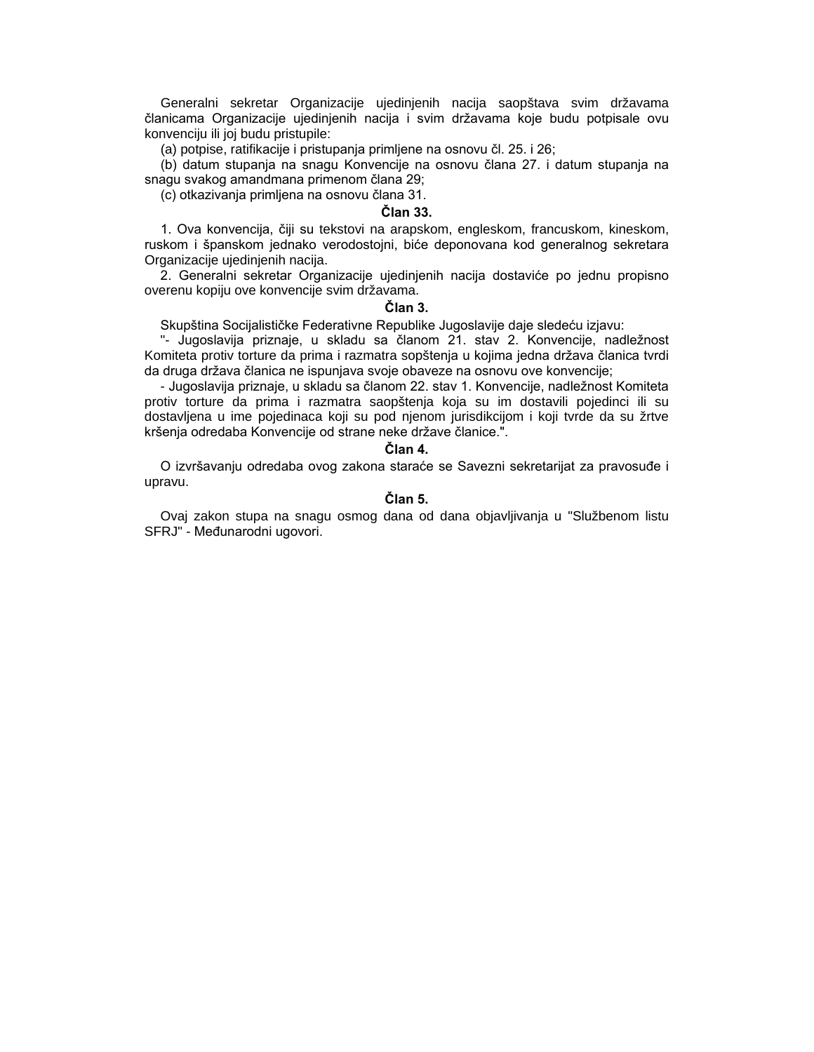Generalni sekretar Organizacije ujedinjenih nacija saopštava svim državama članicama Organizacije ujedinjenih nacija i svim državama koje budu potpisale ovu konvenciju ili joj budu pristupile:

(a) potpise, ratifikacije i pristupanja primljene na osnovu čl. 25. i 26;

(b) datum stupanja na snagu Konvencije na osnovu člana 27. i datum stupanja na snagu svakog amandmana primenom člana 29;

(c) otkazivanja primljena na osnovu člana 31.

**Član 33.**

1. Ova konvencija, čiji su tekstovi na arapskom, engleskom, francuskom, kineskom, ruskom i španskom jednako verodostojni, biće deponovana kod generalnog sekretara Organizacije ujedinjenih nacija.

2. Generalni sekretar Organizacije ujedinjenih nacija dostaviće po jednu propisno overenu kopiju ove konvencije svim državama.

**Član 3.**

Skupština Socijalističke Federativne Republike Jugoslavije daje sledeću izjavu:

"- Jugoslavija priznaje, u skladu sa članom 21. stav 2. Konvencije, nadležnost Komiteta protiv torture da prima i razmatra sopštenja u kojima jedna država članica tvrdi da druga država članica ne ispunjava svoje obaveze na osnovu ove konvencije;

- Jugoslavija priznaje, u skladu sa članom 22. stav 1. Konvencije, nadležnost Komiteta protiv torture da prima i razmatra saopštenja koja su im dostavili pojedinci ili su dostavljena u ime pojedinaca koji su pod njenom jurisdikcijom i koji tvrde da su žrtve kršenja odredaba Konvencije od strane neke države članice.".

**Član 4.**

O izvršavanju odredaba ovog zakona staraće se Savezni sekretarijat za pravosuđe i upravu.

**Član 5.**

Ovaj zakon stupa na snagu osmog dana od dana objavljivanja u "Službenom listu SFRJ" - Međunarodni ugovori.